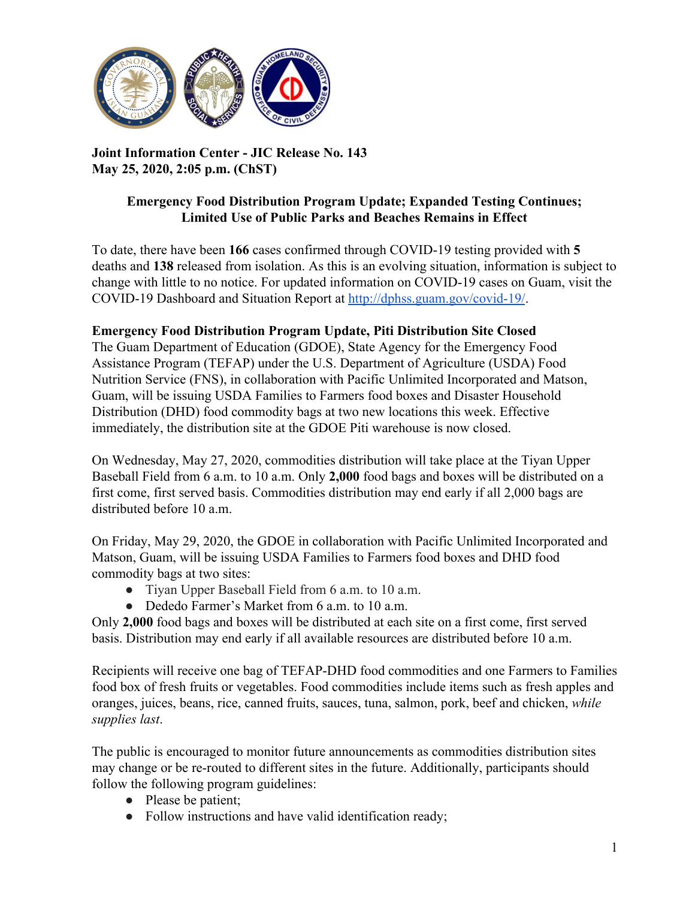**Joint Information Center - JIC Release No. 143**
**May 25, 2020, 2:05 p.m. (ChST)**

## Emergency Food Distribution Program Update; Expanded Testing Continues; Limited Use of Public Parks and Beaches Remains in Effect

To date, there have been **166** cases confirmed through COVID-19 testing provided with **5** deaths and **138** released from isolation. As this is an evolving situation, information is subject to change with little to no notice. For updated information on COVID-19 cases on Guam, visit the COVID-19 Dashboard and Situation Report at http://dphss.guam.gov/covid-19/.

### Emergency Food Distribution Program Update, Piti Distribution Site Closed

The Guam Department of Education (GDOE), State Agency for the Emergency Food Assistance Program (TEFAP) under the U.S. Department of Agriculture (USDA) Food Nutrition Service (FNS), in collaboration with Pacific Unlimited Incorporated and Matson, Guam, will be issuing USDA Families to Farmers food boxes and Disaster Household Distribution (DHD) food commodity bags at two new locations this week. Effective immediately, the distribution site at the GDOE Piti warehouse is now closed.

On Wednesday, May 27, 2020, commodities distribution will take place at the Tiyan Upper Baseball Field from 6 a.m. to 10 a.m. Only **2,000** food bags and boxes will be distributed on a first come, first served basis. Commodities distribution may end early if all 2,000 bags are distributed before 10 a.m.

On Friday, May 29, 2020, the GDOE in collaboration with Pacific Unlimited Incorporated and Matson, Guam, will be issuing USDA Families to Farmers food boxes and DHD food commodity bags at two sites:

- Tiyan Upper Baseball Field from 6 a.m. to 10 a.m.
- Dededo Farmer's Market from 6 a.m. to 10 a.m.

Only **2,000** food bags and boxes will be distributed at each site on a first come, first served basis. Distribution may end early if all available resources are distributed before 10 a.m.

Recipients will receive one bag of TEFAP-DHD food commodities and one Farmers to Families food box of fresh fruits or vegetables. Food commodities include items such as fresh apples and oranges, juices, beans, rice, canned fruits, sauces, tuna, salmon, pork, beef and chicken, *while supplies last*.

The public is encouraged to monitor future announcements as commodities distribution sites may change or be re-routed to different sites in the future. Additionally, participants should follow the following program guidelines:

- Please be patient;
- Follow instructions and have valid identification ready;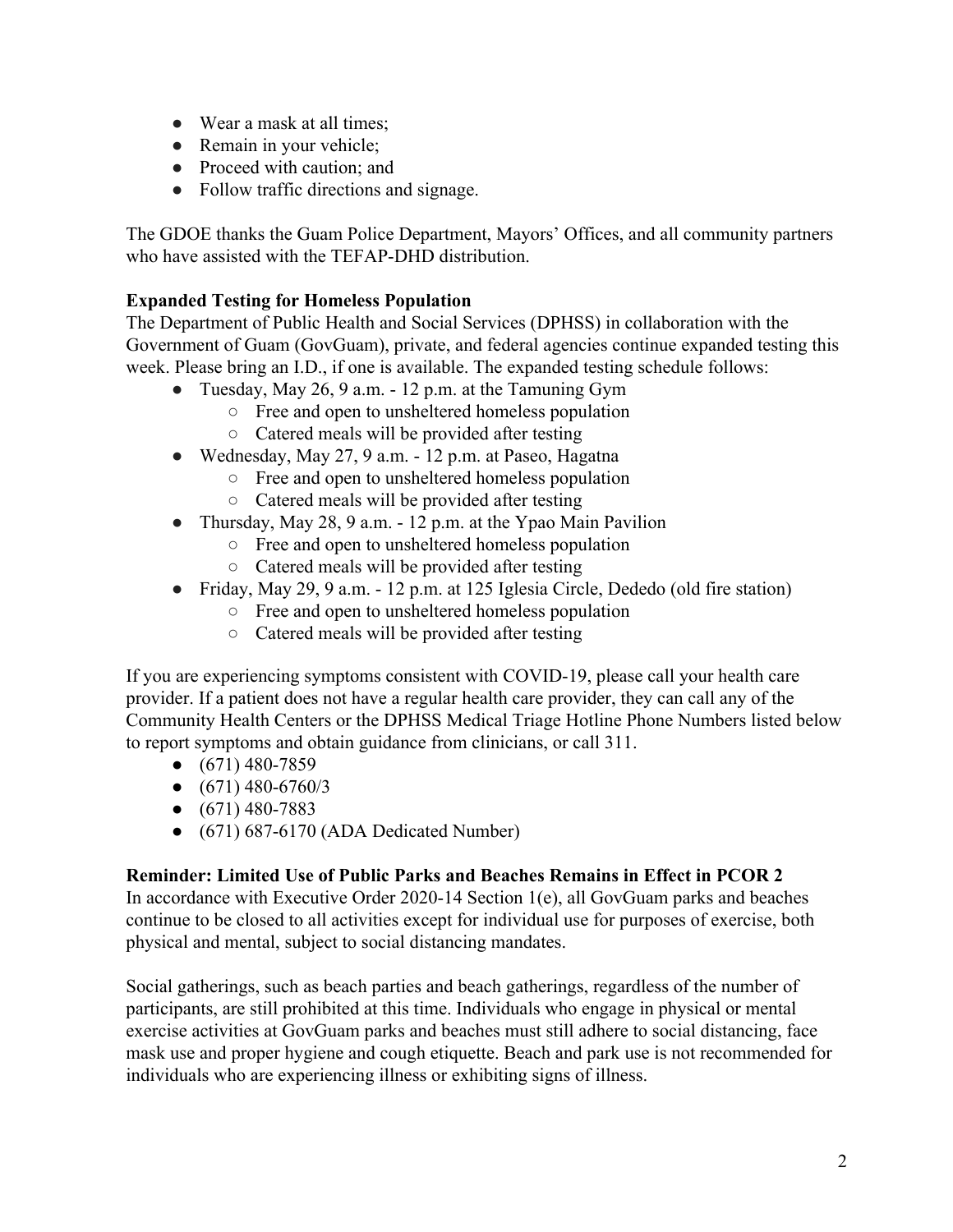- Wear a mask at all times;
- Remain in your vehicle;
- Proceed with caution; and
- Follow traffic directions and signage.

The GDOE thanks the Guam Police Department, Mayors' Offices, and all community partners who have assisted with the TEFAP-DHD distribution.

**Expanded Testing for Homeless Population**

The Department of Public Health and Social Services (DPHSS) in collaboration with the Government of Guam (GovGuam), private, and federal agencies continue expanded testing this week. Please bring an I.D., if one is available. The expanded testing schedule follows:

- Tuesday, May 26, 9 a.m. - 12 p.m. at the Tamuning Gym
  - Free and open to unsheltered homeless population
  - Catered meals will be provided after testing
- Wednesday, May 27, 9 a.m. - 12 p.m. at Paseo, Hagatna
  - Free and open to unsheltered homeless population
  - Catered meals will be provided after testing
- Thursday, May 28, 9 a.m. - 12 p.m. at the Ypao Main Pavilion
  - Free and open to unsheltered homeless population
  - Catered meals will be provided after testing
- Friday, May 29, 9 a.m. - 12 p.m. at 125 Iglesia Circle, Dededo (old fire station)
  - Free and open to unsheltered homeless population
  - Catered meals will be provided after testing

If you are experiencing symptoms consistent with COVID-19, please call your health care provider. If a patient does not have a regular health care provider, they can call any of the Community Health Centers or the DPHSS Medical Triage Hotline Phone Numbers listed below to report symptoms and obtain guidance from clinicians, or call 311.

- (671) 480-7859
- (671) 480-6760/3
- (671) 480-7883
- (671) 687-6170 (ADA Dedicated Number)

**Reminder: Limited Use of Public Parks and Beaches Remains in Effect in PCOR 2**

In accordance with Executive Order 2020-14 Section 1(e), all GovGuam parks and beaches continue to be closed to all activities except for individual use for purposes of exercise, both physical and mental, subject to social distancing mandates.

Social gatherings, such as beach parties and beach gatherings, regardless of the number of participants, are still prohibited at this time. Individuals who engage in physical or mental exercise activities at GovGuam parks and beaches must still adhere to social distancing, face mask use and proper hygiene and cough etiquette. Beach and park use is not recommended for individuals who are experiencing illness or exhibiting signs of illness.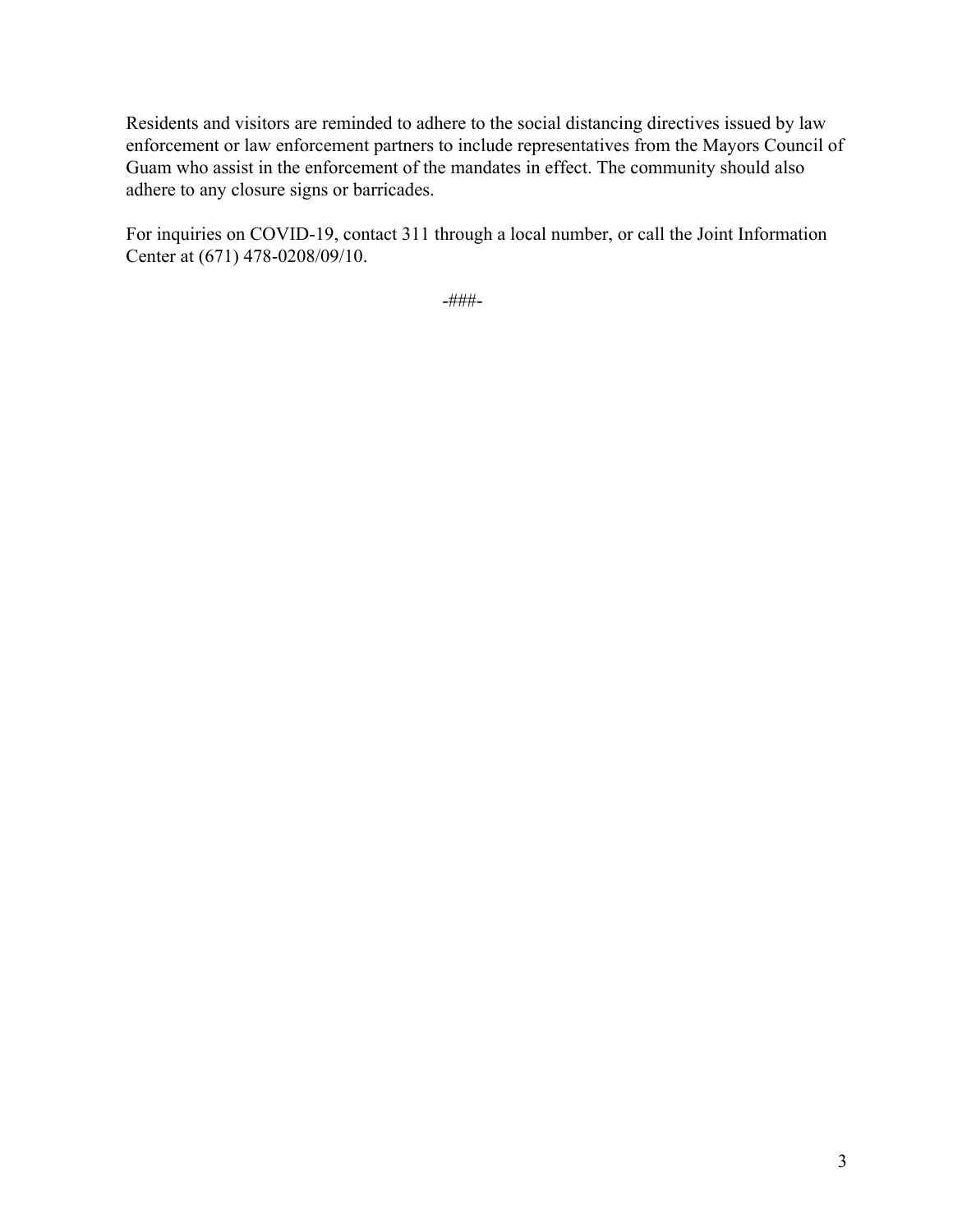Residents and visitors are reminded to adhere to the social distancing directives issued by law enforcement or law enforcement partners to include representatives from the Mayors Council of Guam who assist in the enforcement of the mandates in effect. The community should also adhere to any closure signs or barricades.

For inquiries on COVID-19, contact 311 through a local number, or call the Joint Information Center at (671) 478-0208/09/10.

-###-